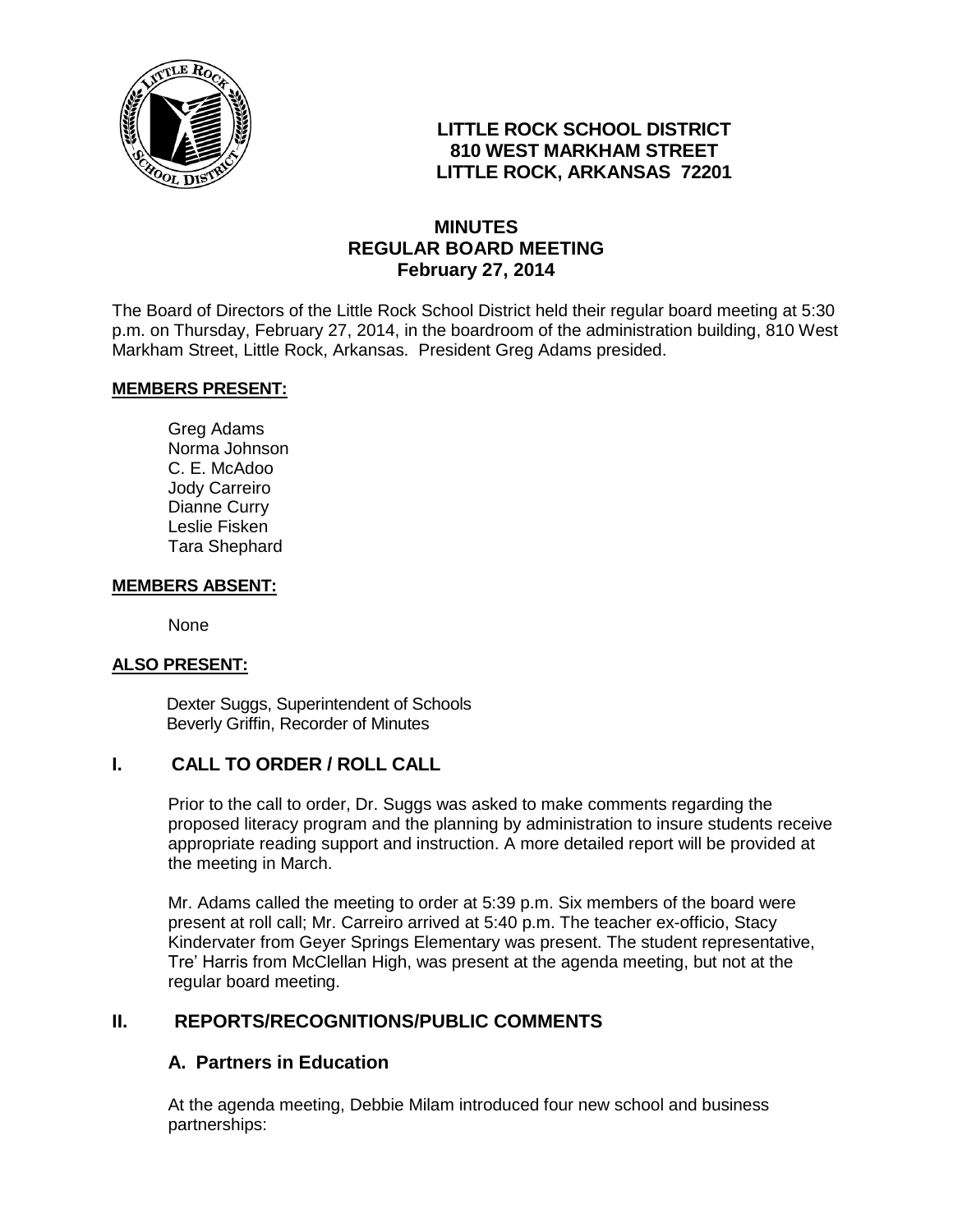**LITTLE ROCK SCHOOL DISTRICT**
**810 WEST MARKHAM STREET**
**LITTLE ROCK, ARKANSAS 72201**

# MINUTES
# REGULAR BOARD MEETING
# February 27, 2014

The Board of Directors of the Little Rock School District held their regular board meeting at 5:30 p.m. on Thursday, February 27, 2014, in the boardroom of the administration building, 810 West Markham Street, Little Rock, Arkansas. President Greg Adams presided.

**MEMBERS PRESENT:**

Greg Adams
Norma Johnson
C. E. McAdoo
Jody Carreiro
Dianne Curry
Leslie Fisken
Tara Shephard

**MEMBERS ABSENT:**

None

**ALSO PRESENT:**

Dexter Suggs, Superintendent of Schools
Beverly Griffin, Recorder of Minutes

## I. CALL TO ORDER / ROLL CALL

Prior to the call to order, Dr. Suggs was asked to make comments regarding the proposed literacy program and the planning by administration to insure students receive appropriate reading support and instruction. A more detailed report will be provided at the meeting in March.

Mr. Adams called the meeting to order at 5:39 p.m. Six members of the board were present at roll call; Mr. Carreiro arrived at 5:40 p.m. The teacher ex-officio, Stacy Kindervater from Geyer Springs Elementary was present. The student representative, Tre' Harris from McClellan High, was present at the agenda meeting, but not at the regular board meeting.

## II. REPORTS/RECOGNITIONS/PUBLIC COMMENTS

### A. Partners in Education

At the agenda meeting, Debbie Milam introduced four new school and business partnerships: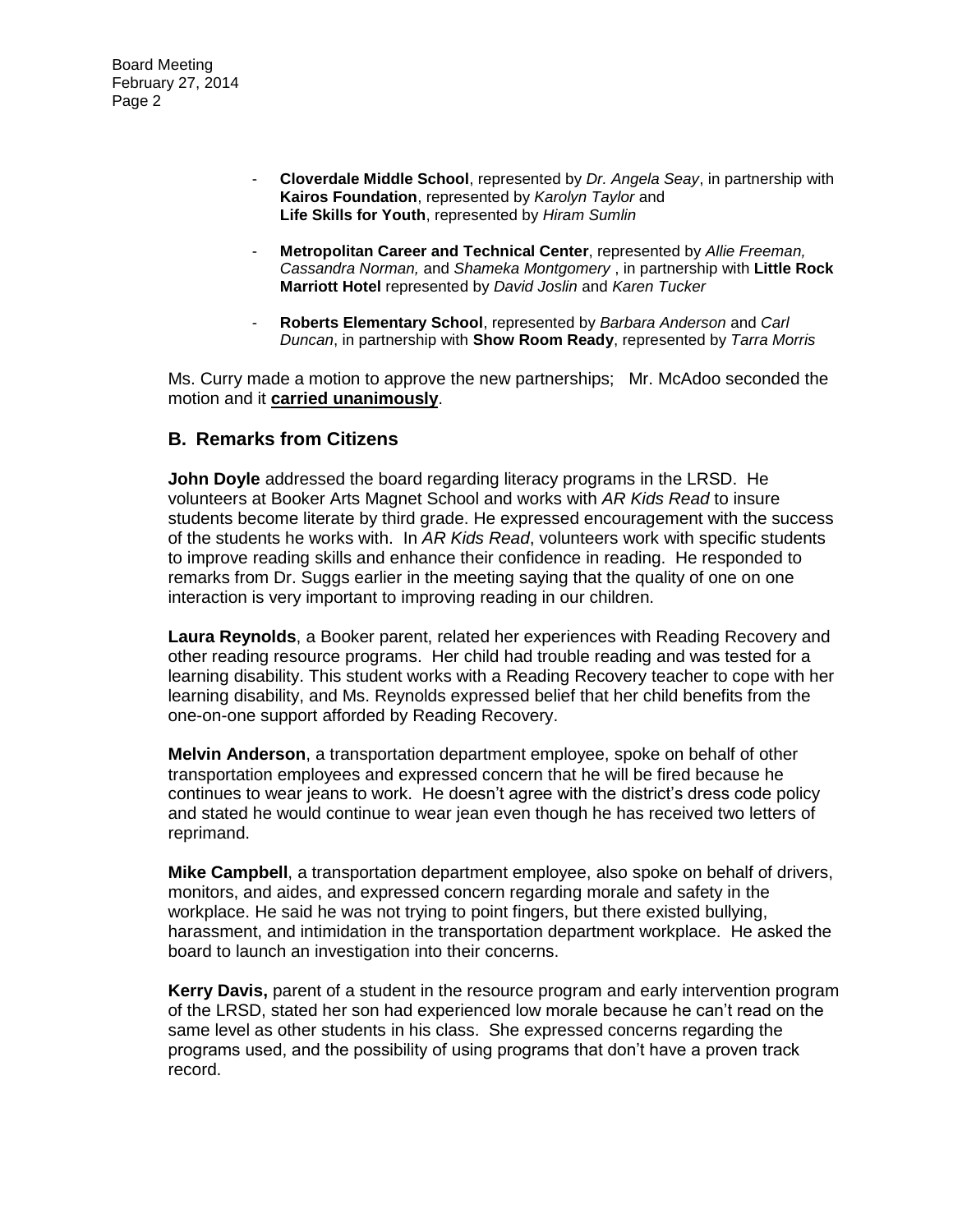- **Cloverdale Middle School**, represented by *Dr. Angela Seay*, in partnership with **Kairos Foundation**, represented by *Karolyn Taylor* and **Life Skills for Youth**, represented by *Hiram Sumlin*

- **Metropolitan Career and Technical Center**, represented by *Allie Freeman, Cassandra Norman,* and *Shameka Montgomery* , in partnership with **Little Rock Marriott Hotel** represented by *David Joslin* and *Karen Tucker*

- **Roberts Elementary School**, represented by *Barbara Anderson* and *Carl Duncan*, in partnership with **Show Room Ready**, represented by *Tarra Morris*

Ms. Curry made a motion to approve the new partnerships; Mr. McAdoo seconded the motion and it **carried unanimously**.

## B. Remarks from Citizens

**John Doyle** addressed the board regarding literacy programs in the LRSD. He volunteers at Booker Arts Magnet School and works with *AR Kids Read* to insure students become literate by third grade. He expressed encouragement with the success of the students he works with. In *AR Kids Read*, volunteers work with specific students to improve reading skills and enhance their confidence in reading. He responded to remarks from Dr. Suggs earlier in the meeting saying that the quality of one on one interaction is very important to improving reading in our children.

**Laura Reynolds**, a Booker parent, related her experiences with Reading Recovery and other reading resource programs. Her child had trouble reading and was tested for a learning disability. This student works with a Reading Recovery teacher to cope with her learning disability, and Ms. Reynolds expressed belief that her child benefits from the one-on-one support afforded by Reading Recovery.

**Melvin Anderson**, a transportation department employee, spoke on behalf of other transportation employees and expressed concern that he will be fired because he continues to wear jeans to work. He doesn't agree with the district's dress code policy and stated he would continue to wear jean even though he has received two letters of reprimand.

**Mike Campbell**, a transportation department employee, also spoke on behalf of drivers, monitors, and aides, and expressed concern regarding morale and safety in the workplace. He said he was not trying to point fingers, but there existed bullying, harassment, and intimidation in the transportation department workplace. He asked the board to launch an investigation into their concerns.

**Kerry Davis,** parent of a student in the resource program and early intervention program of the LRSD, stated her son had experienced low morale because he can't read on the same level as other students in his class. She expressed concerns regarding the programs used, and the possibility of using programs that don't have a proven track record.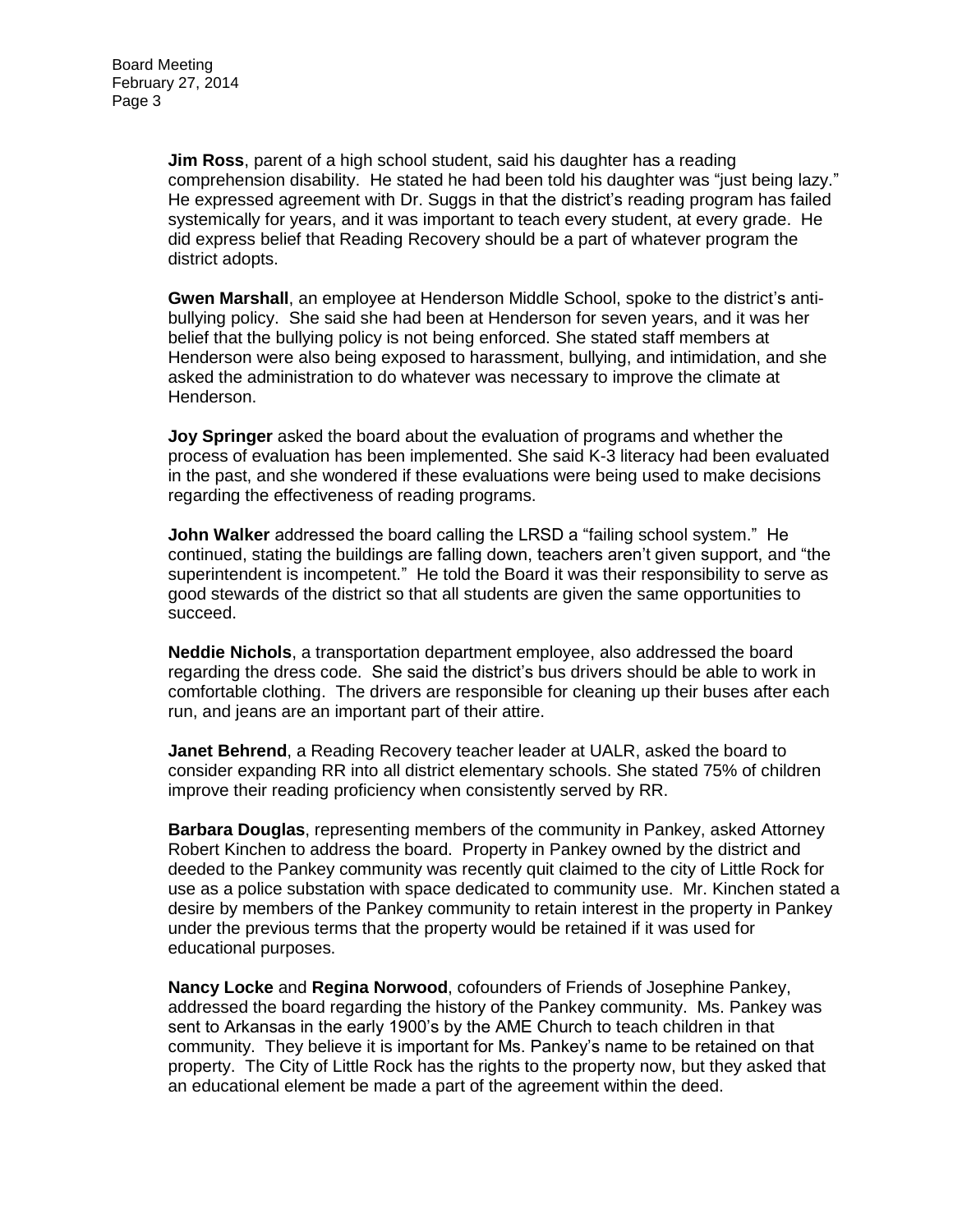**Jim Ross**, parent of a high school student, said his daughter has a reading comprehension disability. He stated he had been told his daughter was "just being lazy." He expressed agreement with Dr. Suggs in that the district's reading program has failed systemically for years, and it was important to teach every student, at every grade. He did express belief that Reading Recovery should be a part of whatever program the district adopts.

**Gwen Marshall**, an employee at Henderson Middle School, spoke to the district's anti-bullying policy. She said she had been at Henderson for seven years, and it was her belief that the bullying policy is not being enforced. She stated staff members at Henderson were also being exposed to harassment, bullying, and intimidation, and she asked the administration to do whatever was necessary to improve the climate at Henderson.

**Joy Springer** asked the board about the evaluation of programs and whether the process of evaluation has been implemented. She said K-3 literacy had been evaluated in the past, and she wondered if these evaluations were being used to make decisions regarding the effectiveness of reading programs.

**John Walker** addressed the board calling the LRSD a "failing school system." He continued, stating the buildings are falling down, teachers aren't given support, and "the superintendent is incompetent." He told the Board it was their responsibility to serve as good stewards of the district so that all students are given the same opportunities to succeed.

**Neddie Nichols**, a transportation department employee, also addressed the board regarding the dress code. She said the district's bus drivers should be able to work in comfortable clothing. The drivers are responsible for cleaning up their buses after each run, and jeans are an important part of their attire.

**Janet Behrend**, a Reading Recovery teacher leader at UALR, asked the board to consider expanding RR into all district elementary schools. She stated 75% of children improve their reading proficiency when consistently served by RR.

**Barbara Douglas**, representing members of the community in Pankey, asked Attorney Robert Kinchen to address the board. Property in Pankey owned by the district and deeded to the Pankey community was recently quit claimed to the city of Little Rock for use as a police substation with space dedicated to community use. Mr. Kinchen stated a desire by members of the Pankey community to retain interest in the property in Pankey under the previous terms that the property would be retained if it was used for educational purposes.

**Nancy Locke** and **Regina Norwood**, cofounders of Friends of Josephine Pankey, addressed the board regarding the history of the Pankey community. Ms. Pankey was sent to Arkansas in the early 1900's by the AME Church to teach children in that community. They believe it is important for Ms. Pankey's name to be retained on that property. The City of Little Rock has the rights to the property now, but they asked that an educational element be made a part of the agreement within the deed.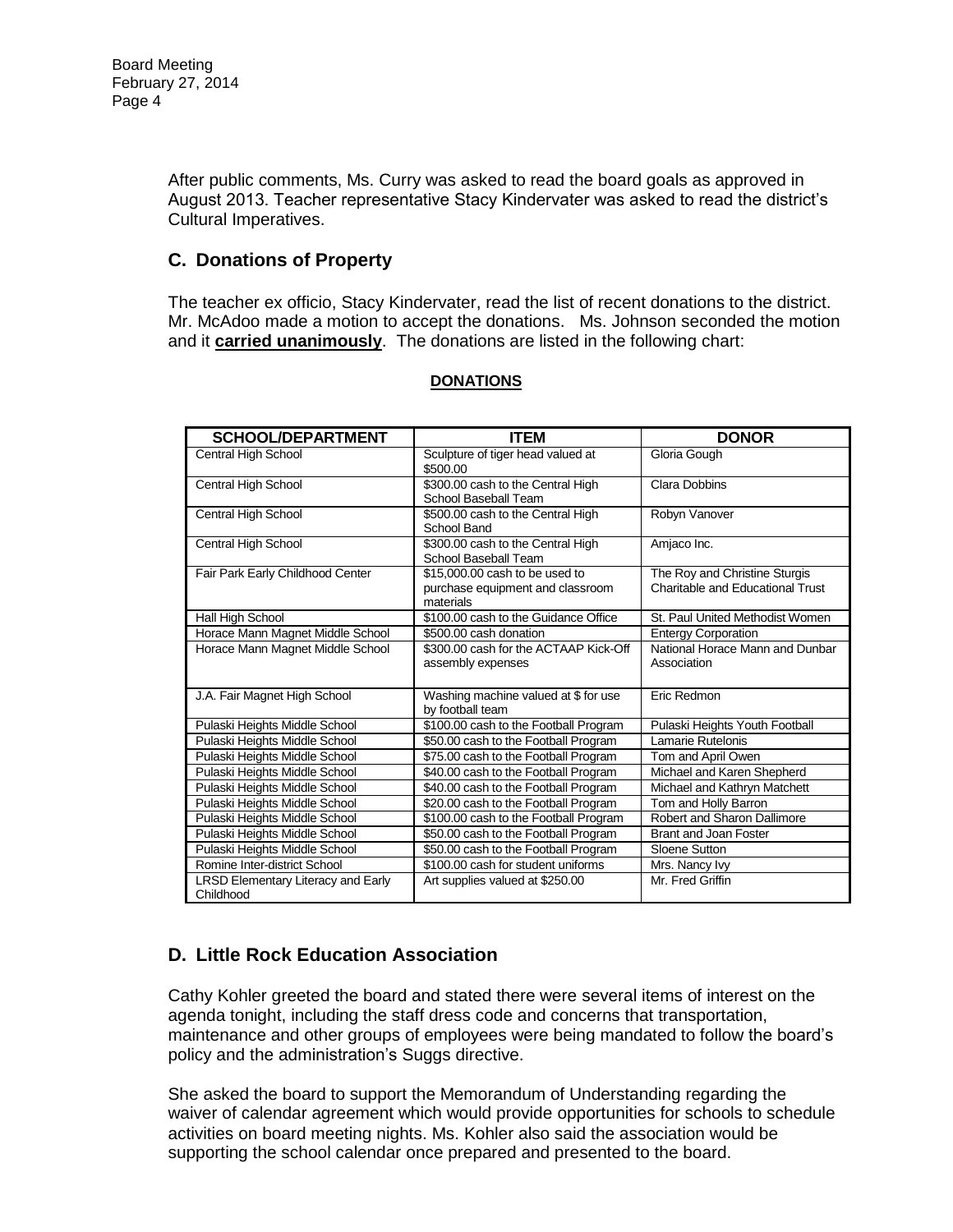After public comments, Ms. Curry was asked to read the board goals as approved in August 2013. Teacher representative Stacy Kindervater was asked to read the district's Cultural Imperatives.

## C. Donations of Property

The teacher ex officio, Stacy Kindervater, read the list of recent donations to the district. Mr. McAdoo made a motion to accept the donations. Ms. Johnson seconded the motion and it **carried unanimously**. The donations are listed in the following chart:

**DONATIONS**

| SCHOOL/DEPARTMENT | ITEM | DONOR |
|---|---|---|
| Central High School | Sculpture of tiger head valued at $500.00 | Gloria Gough |
| Central High School | $300.00 cash to the Central High School Baseball Team | Clara Dobbins |
| Central High School | $500.00 cash to the Central High School Band | Robyn Vanover |
| Central High School | $300.00 cash to the Central High School Baseball Team | Amjaco Inc. |
| Fair Park Early Childhood Center | $15,000.00 cash to be used to purchase equipment and classroom materials | The Roy and Christine Sturgis Charitable and Educational Trust |
| Hall High School | $100.00 cash to the Guidance Office | St. Paul United Methodist Women |
| Horace Mann Magnet Middle School | $500.00 cash donation | Entergy Corporation |
| Horace Mann Magnet Middle School | $300.00 cash for the ACTAAP Kick-Off assembly expenses | National Horace Mann and Dunbar Association |
| J.A. Fair Magnet High School | Washing machine valued at $ for use by football team | Eric Redmon |
| Pulaski Heights Middle School | $100.00 cash to the Football Program | Pulaski Heights Youth Football |
| Pulaski Heights Middle School | $50.00 cash to the Football Program | Lamarie Rutelonis |
| Pulaski Heights Middle School | $75.00 cash to the Football Program | Tom and April Owen |
| Pulaski Heights Middle School | $40.00 cash to the Football Program | Michael and Karen Shepherd |
| Pulaski Heights Middle School | $40.00 cash to the Football Program | Michael and Kathryn Matchett |
| Pulaski Heights Middle School | $20.00 cash to the Football Program | Tom and Holly Barron |
| Pulaski Heights Middle School | $100.00 cash to the Football Program | Robert and Sharon Dallimore |
| Pulaski Heights Middle School | $50.00 cash to the Football Program | Brant and Joan Foster |
| Pulaski Heights Middle School | $50.00 cash to the Football Program | Sloene Sutton |
| Romine Inter-district School | $100.00 cash for student uniforms | Mrs. Nancy Ivy |
| LRSD Elementary Literacy and Early Childhood | Art supplies valued at $250.00 | Mr. Fred Griffin |

## D. Little Rock Education Association

Cathy Kohler greeted the board and stated there were several items of interest on the agenda tonight, including the staff dress code and concerns that transportation, maintenance and other groups of employees were being mandated to follow the board's policy and the administration's Suggs directive.

She asked the board to support the Memorandum of Understanding regarding the waiver of calendar agreement which would provide opportunities for schools to schedule activities on board meeting nights. Ms. Kohler also said the association would be supporting the school calendar once prepared and presented to the board.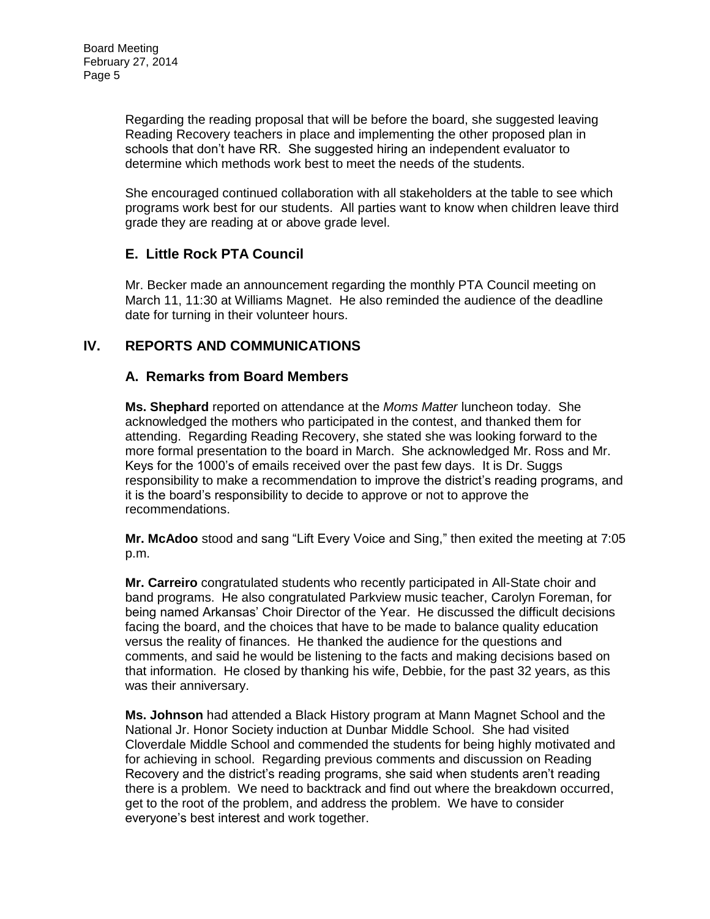Regarding the reading proposal that will be before the board, she suggested leaving Reading Recovery teachers in place and implementing the other proposed plan in schools that don't have RR. She suggested hiring an independent evaluator to determine which methods work best to meet the needs of the students.

She encouraged continued collaboration with all stakeholders at the table to see which programs work best for our students. All parties want to know when children leave third grade they are reading at or above grade level.

### E. Little Rock PTA Council

Mr. Becker made an announcement regarding the monthly PTA Council meeting on March 11, 11:30 at Williams Magnet. He also reminded the audience of the deadline date for turning in their volunteer hours.

## IV. REPORTS AND COMMUNICATIONS

### A. Remarks from Board Members

**Ms. Shephard** reported on attendance at the *Moms Matter* luncheon today. She acknowledged the mothers who participated in the contest, and thanked them for attending. Regarding Reading Recovery, she stated she was looking forward to the more formal presentation to the board in March. She acknowledged Mr. Ross and Mr. Keys for the 1000's of emails received over the past few days. It is Dr. Suggs responsibility to make a recommendation to improve the district's reading programs, and it is the board's responsibility to decide to approve or not to approve the recommendations.

**Mr. McAdoo** stood and sang "Lift Every Voice and Sing," then exited the meeting at 7:05 p.m.

**Mr. Carreiro** congratulated students who recently participated in All-State choir and band programs. He also congratulated Parkview music teacher, Carolyn Foreman, for being named Arkansas' Choir Director of the Year. He discussed the difficult decisions facing the board, and the choices that have to be made to balance quality education versus the reality of finances. He thanked the audience for the questions and comments, and said he would be listening to the facts and making decisions based on that information. He closed by thanking his wife, Debbie, for the past 32 years, as this was their anniversary.

**Ms. Johnson** had attended a Black History program at Mann Magnet School and the National Jr. Honor Society induction at Dunbar Middle School. She had visited Cloverdale Middle School and commended the students for being highly motivated and for achieving in school. Regarding previous comments and discussion on Reading Recovery and the district's reading programs, she said when students aren't reading there is a problem. We need to backtrack and find out where the breakdown occurred, get to the root of the problem, and address the problem. We have to consider everyone's best interest and work together.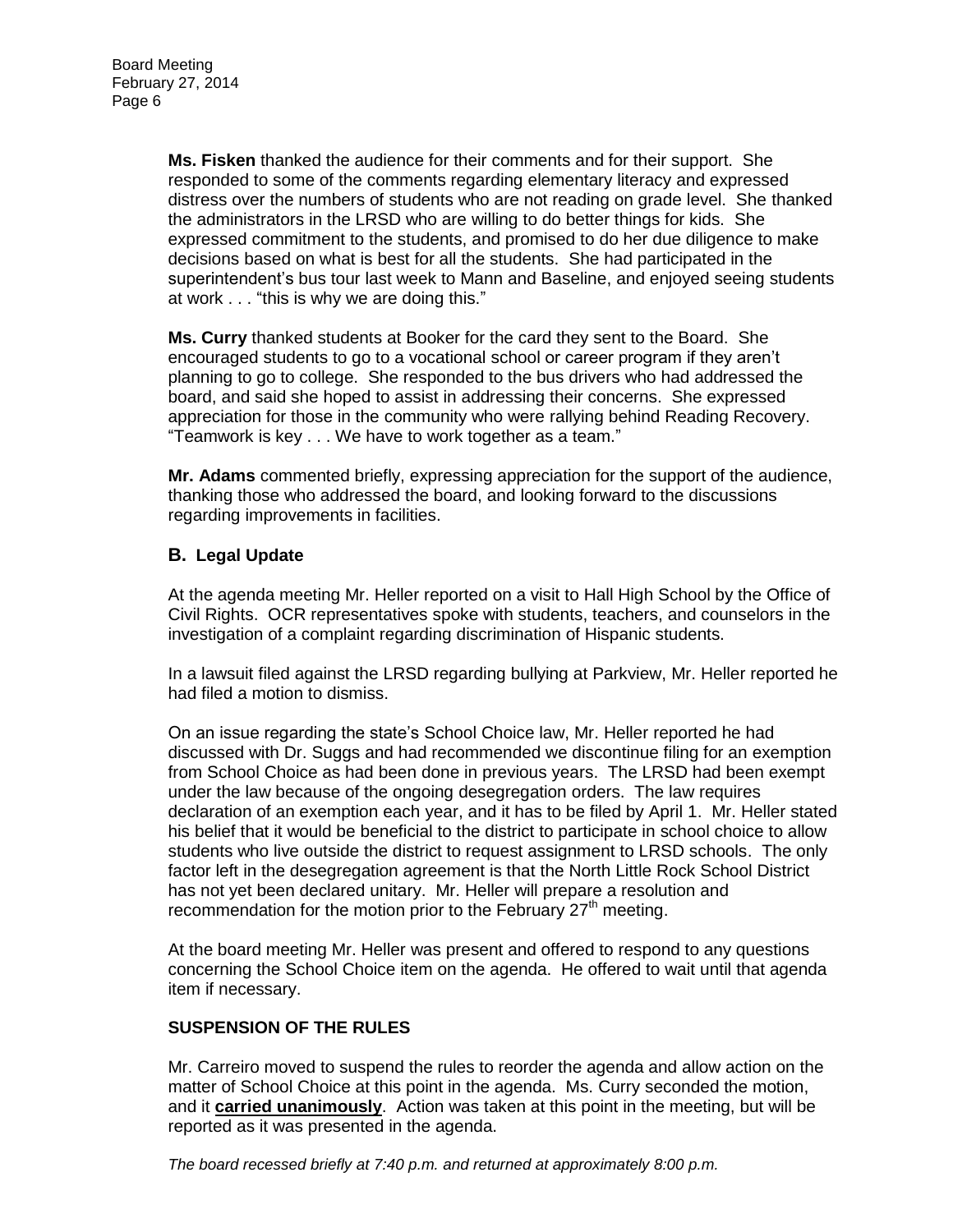**Ms. Fisken** thanked the audience for their comments and for their support. She responded to some of the comments regarding elementary literacy and expressed distress over the numbers of students who are not reading on grade level. She thanked the administrators in the LRSD who are willing to do better things for kids. She expressed commitment to the students, and promised to do her due diligence to make decisions based on what is best for all the students. She had participated in the superintendent's bus tour last week to Mann and Baseline, and enjoyed seeing students at work . . . "this is why we are doing this."

**Ms. Curry** thanked students at Booker for the card they sent to the Board. She encouraged students to go to a vocational school or career program if they aren't planning to go to college. She responded to the bus drivers who had addressed the board, and said she hoped to assist in addressing their concerns. She expressed appreciation for those in the community who were rallying behind Reading Recovery. "Teamwork is key . . . We have to work together as a team."

**Mr. Adams** commented briefly, expressing appreciation for the support of the audience, thanking those who addressed the board, and looking forward to the discussions regarding improvements in facilities.

## B. Legal Update

At the agenda meeting Mr. Heller reported on a visit to Hall High School by the Office of Civil Rights. OCR representatives spoke with students, teachers, and counselors in the investigation of a complaint regarding discrimination of Hispanic students.

In a lawsuit filed against the LRSD regarding bullying at Parkview, Mr. Heller reported he had filed a motion to dismiss.

On an issue regarding the state's School Choice law, Mr. Heller reported he had discussed with Dr. Suggs and had recommended we discontinue filing for an exemption from School Choice as had been done in previous years. The LRSD had been exempt under the law because of the ongoing desegregation orders. The law requires declaration of an exemption each year, and it has to be filed by April 1. Mr. Heller stated his belief that it would be beneficial to the district to participate in school choice to allow students who live outside the district to request assignment to LRSD schools. The only factor left in the desegregation agreement is that the North Little Rock School District has not yet been declared unitary. Mr. Heller will prepare a resolution and recommendation for the motion prior to the February 27th meeting.

At the board meeting Mr. Heller was present and offered to respond to any questions concerning the School Choice item on the agenda. He offered to wait until that agenda item if necessary.

### SUSPENSION OF THE RULES

Mr. Carreiro moved to suspend the rules to reorder the agenda and allow action on the matter of School Choice at this point in the agenda. Ms. Curry seconded the motion, and it **carried unanimously**. Action was taken at this point in the meeting, but will be reported as it was presented in the agenda.

*The board recessed briefly at 7:40 p.m. and returned at approximately 8:00 p.m.*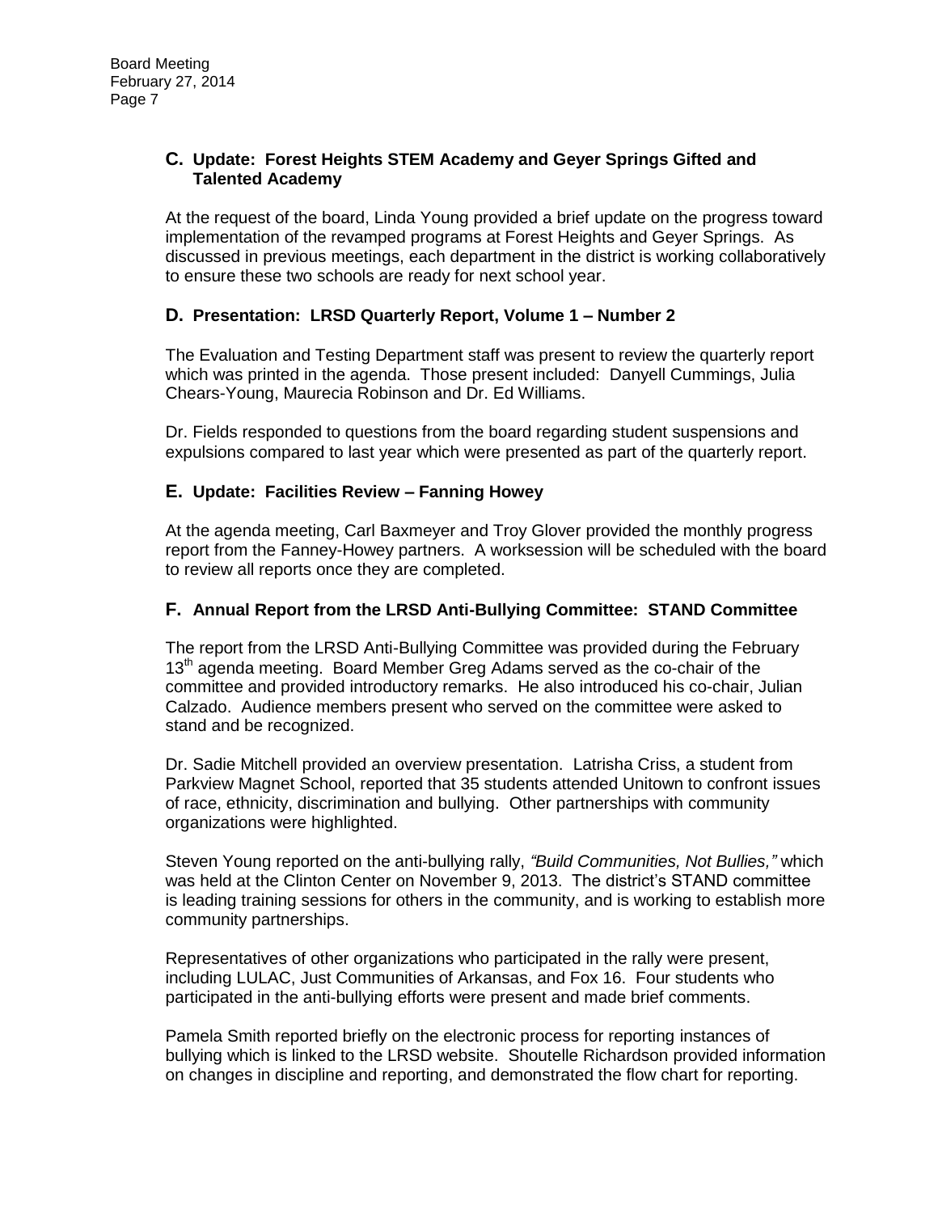### C. Update: Forest Heights STEM Academy and Geyer Springs Gifted and Talented Academy

At the request of the board, Linda Young provided a brief update on the progress toward implementation of the revamped programs at Forest Heights and Geyer Springs. As discussed in previous meetings, each department in the district is working collaboratively to ensure these two schools are ready for next school year.

### D. Presentation: LRSD Quarterly Report, Volume 1 – Number 2

The Evaluation and Testing Department staff was present to review the quarterly report which was printed in the agenda. Those present included: Danyell Cummings, Julia Chears-Young, Maurecia Robinson and Dr. Ed Williams.

Dr. Fields responded to questions from the board regarding student suspensions and expulsions compared to last year which were presented as part of the quarterly report.

### E. Update: Facilities Review – Fanning Howey

At the agenda meeting, Carl Baxmeyer and Troy Glover provided the monthly progress report from the Fanney-Howey partners. A worksession will be scheduled with the board to review all reports once they are completed.

### F. Annual Report from the LRSD Anti-Bullying Committee: STAND Committee

The report from the LRSD Anti-Bullying Committee was provided during the February 13th agenda meeting. Board Member Greg Adams served as the co-chair of the committee and provided introductory remarks. He also introduced his co-chair, Julian Calzado. Audience members present who served on the committee were asked to stand and be recognized.

Dr. Sadie Mitchell provided an overview presentation. Latrisha Criss, a student from Parkview Magnet School, reported that 35 students attended Unitown to confront issues of race, ethnicity, discrimination and bullying. Other partnerships with community organizations were highlighted.

Steven Young reported on the anti-bullying rally, *"Build Communities, Not Bullies,"* which was held at the Clinton Center on November 9, 2013. The district's STAND committee is leading training sessions for others in the community, and is working to establish more community partnerships.

Representatives of other organizations who participated in the rally were present, including LULAC, Just Communities of Arkansas, and Fox 16. Four students who participated in the anti-bullying efforts were present and made brief comments.

Pamela Smith reported briefly on the electronic process for reporting instances of bullying which is linked to the LRSD website. Shoutelle Richardson provided information on changes in discipline and reporting, and demonstrated the flow chart for reporting.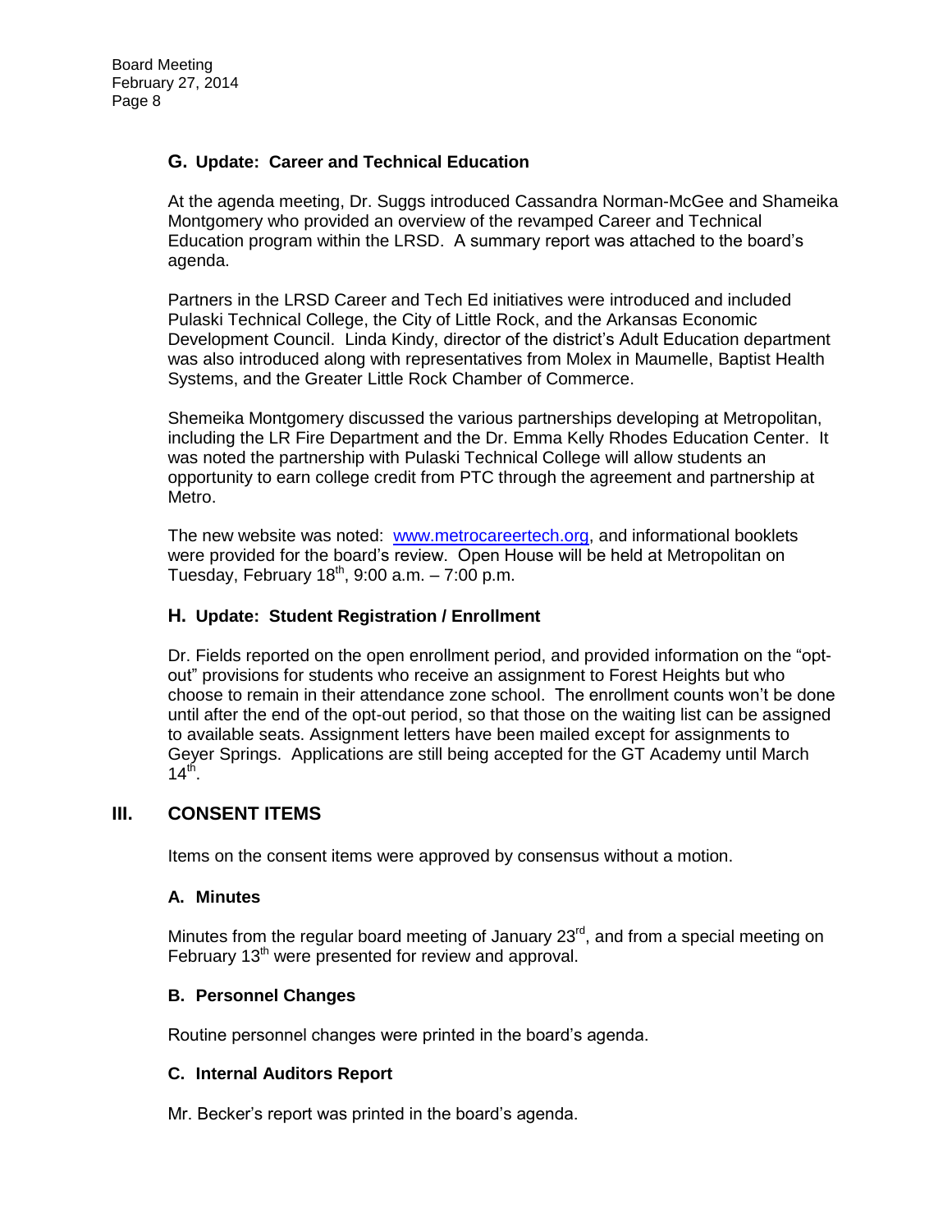### G. Update: Career and Technical Education

At the agenda meeting, Dr. Suggs introduced Cassandra Norman-McGee and Shameika Montgomery who provided an overview of the revamped Career and Technical Education program within the LRSD. A summary report was attached to the board's agenda.

Partners in the LRSD Career and Tech Ed initiatives were introduced and included Pulaski Technical College, the City of Little Rock, and the Arkansas Economic Development Council. Linda Kindy, director of the district's Adult Education department was also introduced along with representatives from Molex in Maumelle, Baptist Health Systems, and the Greater Little Rock Chamber of Commerce.

Shemeika Montgomery discussed the various partnerships developing at Metropolitan, including the LR Fire Department and the Dr. Emma Kelly Rhodes Education Center. It was noted the partnership with Pulaski Technical College will allow students an opportunity to earn college credit from PTC through the agreement and partnership at Metro.

The new website was noted: www.metrocareertech.org, and informational booklets were provided for the board's review. Open House will be held at Metropolitan on Tuesday, February 18th, 9:00 a.m. – 7:00 p.m.

### H. Update: Student Registration / Enrollment

Dr. Fields reported on the open enrollment period, and provided information on the "opt-out" provisions for students who receive an assignment to Forest Heights but who choose to remain in their attendance zone school. The enrollment counts won't be done until after the end of the opt-out period, so that those on the waiting list can be assigned to available seats. Assignment letters have been mailed except for assignments to Geyer Springs. Applications are still being accepted for the GT Academy until March 14th.

## III. CONSENT ITEMS

Items on the consent items were approved by consensus without a motion.

### A. Minutes

Minutes from the regular board meeting of January 23rd, and from a special meeting on February 13th were presented for review and approval.

### B. Personnel Changes

Routine personnel changes were printed in the board's agenda.

### C. Internal Auditors Report

Mr. Becker's report was printed in the board's agenda.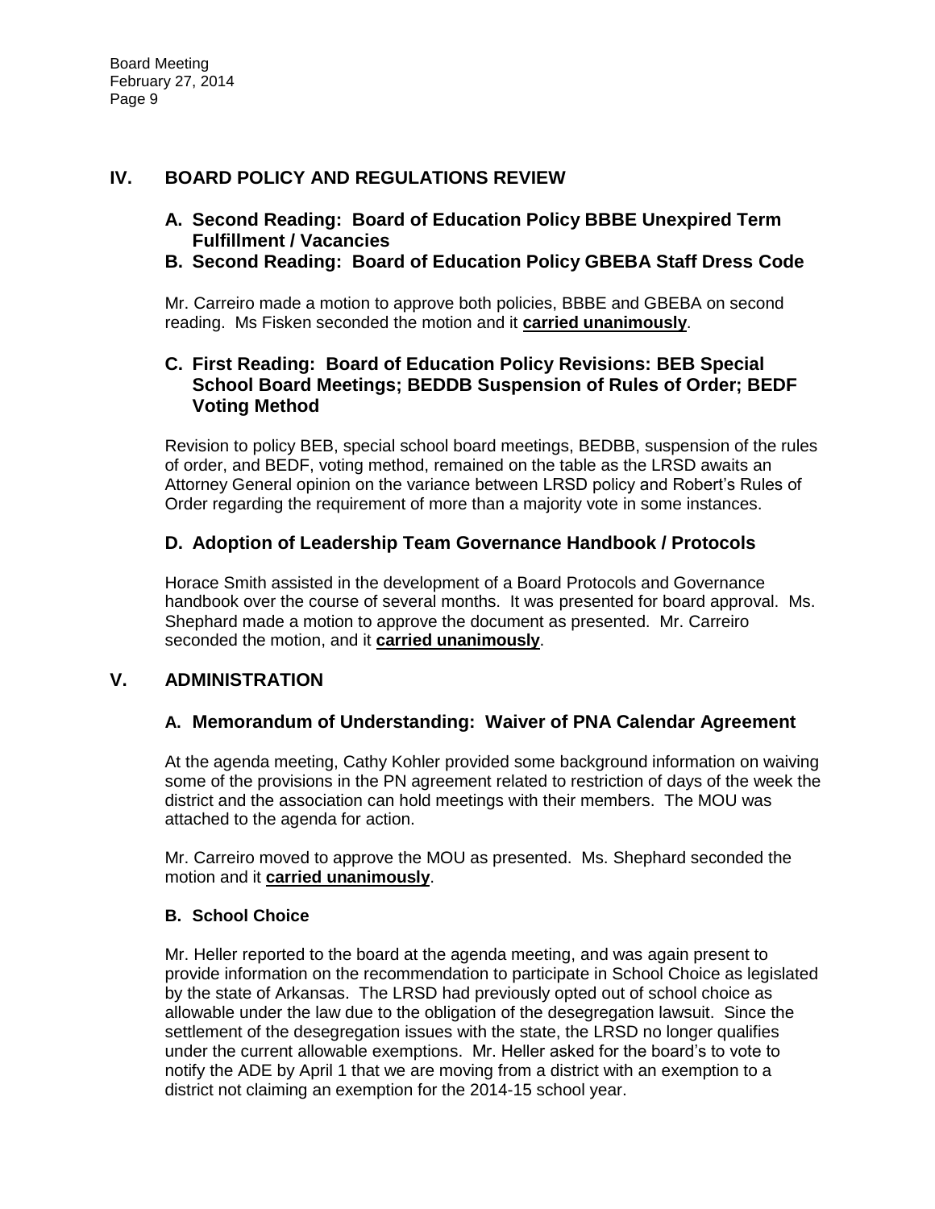## IV. BOARD POLICY AND REGULATIONS REVIEW

### A. Second Reading: Board of Education Policy BBBE Unexpired Term Fulfillment / Vacancies

### B. Second Reading: Board of Education Policy GBEBA Staff Dress Code

Mr. Carreiro made a motion to approve both policies, BBBE and GBEBA on second reading. Ms Fisken seconded the motion and it **carried unanimously**.

### C. First Reading: Board of Education Policy Revisions: BEB Special School Board Meetings; BEDDB Suspension of Rules of Order; BEDF Voting Method

Revision to policy BEB, special school board meetings, BEDBB, suspension of the rules of order, and BEDF, voting method, remained on the table as the LRSD awaits an Attorney General opinion on the variance between LRSD policy and Robert's Rules of Order regarding the requirement of more than a majority vote in some instances.

### D. Adoption of Leadership Team Governance Handbook / Protocols

Horace Smith assisted in the development of a Board Protocols and Governance handbook over the course of several months. It was presented for board approval. Ms. Shephard made a motion to approve the document as presented. Mr. Carreiro seconded the motion, and it **carried unanimously**.

## V. ADMINISTRATION

### A. Memorandum of Understanding: Waiver of PNA Calendar Agreement

At the agenda meeting, Cathy Kohler provided some background information on waiving some of the provisions in the PN agreement related to restriction of days of the week the district and the association can hold meetings with their members. The MOU was attached to the agenda for action.

Mr. Carreiro moved to approve the MOU as presented. Ms. Shephard seconded the motion and it **carried unanimously**.

### B. School Choice

Mr. Heller reported to the board at the agenda meeting, and was again present to provide information on the recommendation to participate in School Choice as legislated by the state of Arkansas. The LRSD had previously opted out of school choice as allowable under the law due to the obligation of the desegregation lawsuit. Since the settlement of the desegregation issues with the state, the LRSD no longer qualifies under the current allowable exemptions. Mr. Heller asked for the board's to vote to notify the ADE by April 1 that we are moving from a district with an exemption to a district not claiming an exemption for the 2014-15 school year.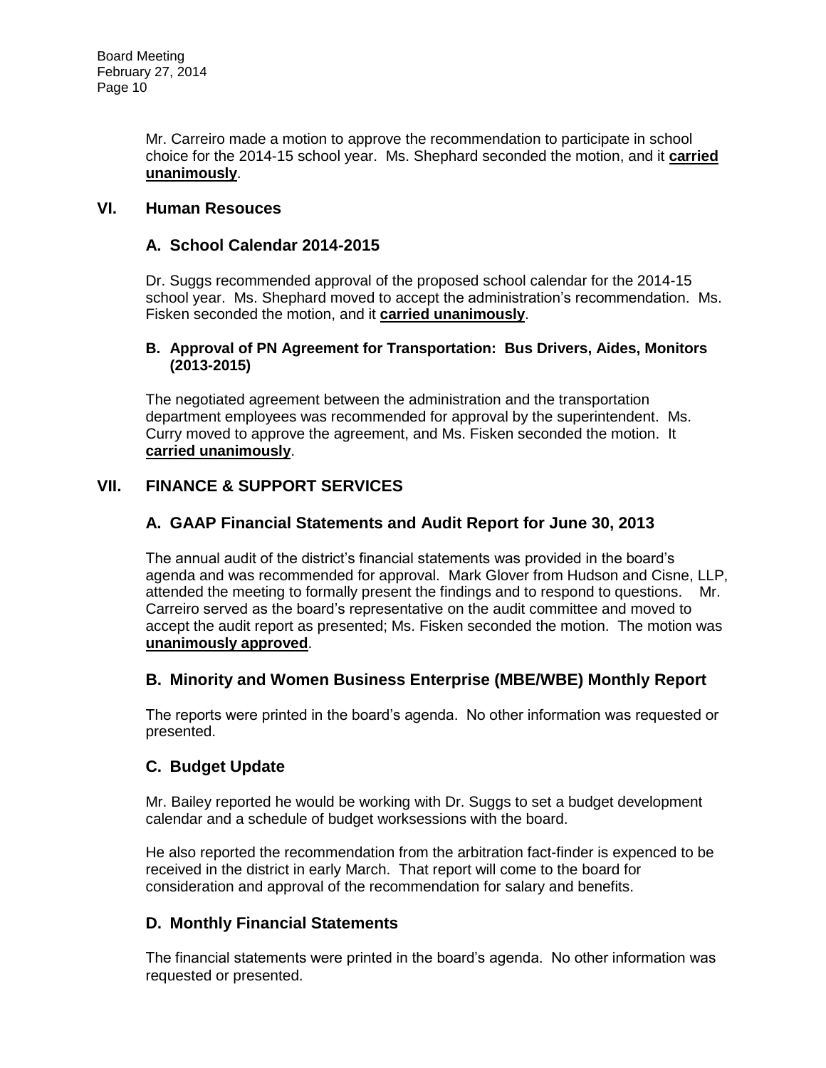Mr. Carreiro made a motion to approve the recommendation to participate in school choice for the 2014-15 school year. Ms. Shephard seconded the motion, and it **carried unanimously**.

## VI. Human Resouces

### A. School Calendar 2014-2015

Dr. Suggs recommended approval of the proposed school calendar for the 2014-15 school year. Ms. Shephard moved to accept the administration's recommendation. Ms. Fisken seconded the motion, and it **carried unanimously**.

#### B. Approval of PN Agreement for Transportation: Bus Drivers, Aides, Monitors (2013-2015)

The negotiated agreement between the administration and the transportation department employees was recommended for approval by the superintendent. Ms. Curry moved to approve the agreement, and Ms. Fisken seconded the motion. It **carried unanimously**.

## VII. FINANCE & SUPPORT SERVICES

### A. GAAP Financial Statements and Audit Report for June 30, 2013

The annual audit of the district's financial statements was provided in the board's agenda and was recommended for approval. Mark Glover from Hudson and Cisne, LLP, attended the meeting to formally present the findings and to respond to questions. Mr. Carreiro served as the board's representative on the audit committee and moved to accept the audit report as presented; Ms. Fisken seconded the motion. The motion was **unanimously approved**.

### B. Minority and Women Business Enterprise (MBE/WBE) Monthly Report

The reports were printed in the board's agenda. No other information was requested or presented.

### C. Budget Update

Mr. Bailey reported he would be working with Dr. Suggs to set a budget development calendar and a schedule of budget worksessions with the board.

He also reported the recommendation from the arbitration fact-finder is expenced to be received in the district in early March. That report will come to the board for consideration and approval of the recommendation for salary and benefits.

### D. Monthly Financial Statements

The financial statements were printed in the board's agenda. No other information was requested or presented.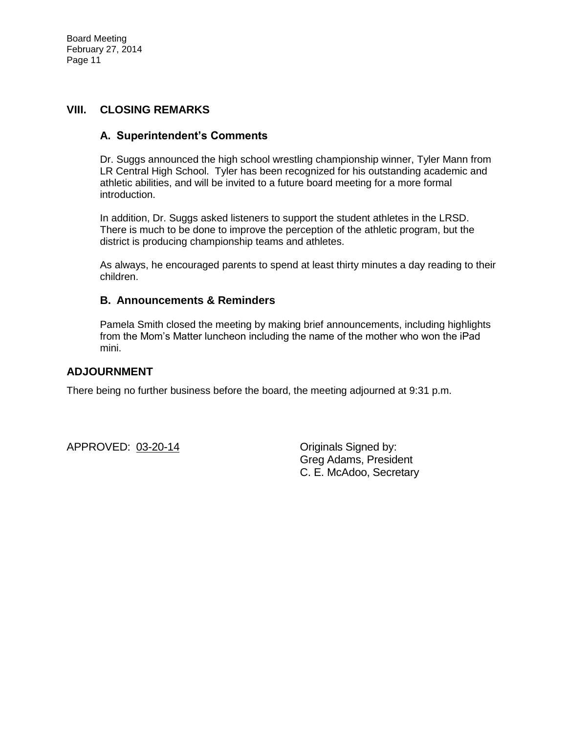## VIII. CLOSING REMARKS

### A. Superintendent's Comments

Dr. Suggs announced the high school wrestling championship winner, Tyler Mann from LR Central High School. Tyler has been recognized for his outstanding academic and athletic abilities, and will be invited to a future board meeting for a more formal introduction.

In addition, Dr. Suggs asked listeners to support the student athletes in the LRSD. There is much to be done to improve the perception of the athletic program, but the district is producing championship teams and athletes.

As always, he encouraged parents to spend at least thirty minutes a day reading to their children.

### B. Announcements & Reminders

Pamela Smith closed the meeting by making brief announcements, including highlights from the Mom's Matter luncheon including the name of the mother who won the iPad mini.

## ADJOURNMENT

There being no further business before the board, the meeting adjourned at 9:31 p.m.

APPROVED: 03-20-14

Originals Signed by:
Greg Adams, President
C. E. McAdoo, Secretary